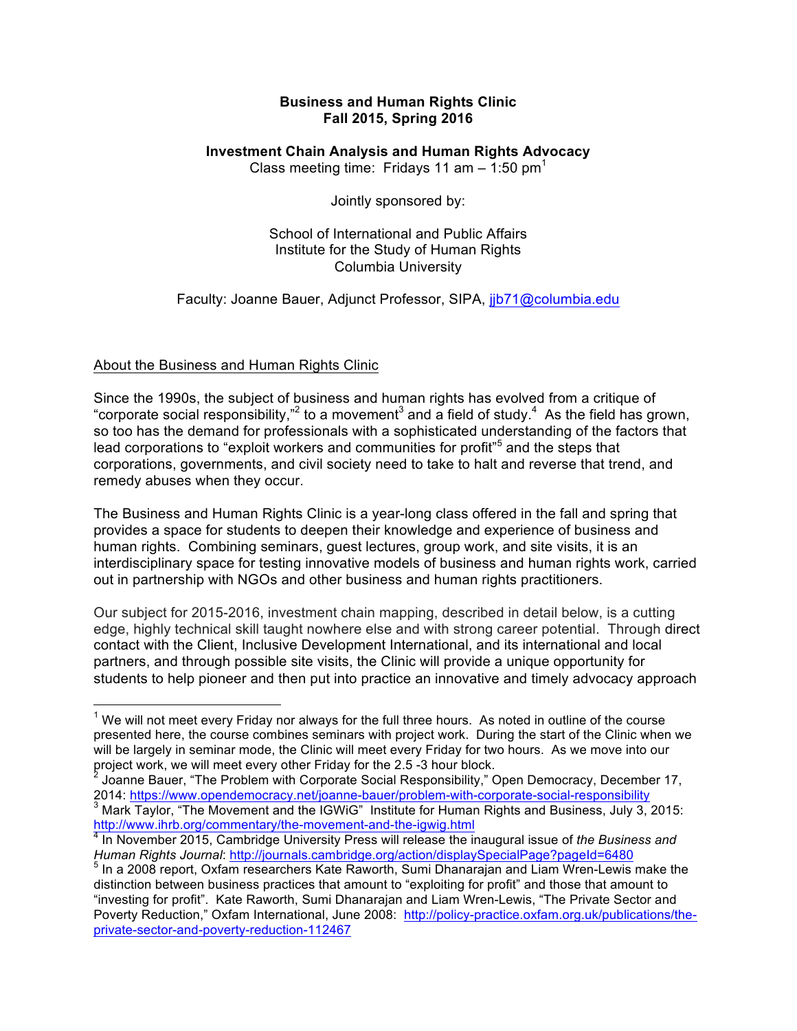**Business and Human Rights Clinic**
**Fall 2015, Spring 2016**

**Investment Chain Analysis and Human Rights Advocacy**
Class meeting time: Fridays 11 am – 1:50 pm[1]

Jointly sponsored by:

School of International and Public Affairs
Institute for the Study of Human Rights
Columbia University

Faculty: Joanne Bauer, Adjunct Professor, SIPA, jjb71@columbia.edu

About the Business and Human Rights Clinic

Since the 1990s, the subject of business and human rights has evolved from a critique of "corporate social responsibility,"[2] to a movement[3] and a field of study.[4] As the field has grown, so too has the demand for professionals with a sophisticated understanding of the factors that lead corporations to "exploit workers and communities for profit"[5] and the steps that corporations, governments, and civil society need to take to halt and reverse that trend, and remedy abuses when they occur.

The Business and Human Rights Clinic is a year-long class offered in the fall and spring that provides a space for students to deepen their knowledge and experience of business and human rights. Combining seminars, guest lectures, group work, and site visits, it is an interdisciplinary space for testing innovative models of business and human rights work, carried out in partnership with NGOs and other business and human rights practitioners.

Our subject for 2015-2016, investment chain mapping, described in detail below, is a cutting edge, highly technical skill taught nowhere else and with strong career potential. Through direct contact with the Client, Inclusive Development International, and its international and local partners, and through possible site visits, the Clinic will provide a unique opportunity for students to help pioneer and then put into practice an innovative and timely advocacy approach

---

[1] We will not meet every Friday nor always for the full three hours. As noted in outline of the course presented here, the course combines seminars with project work. During the start of the Clinic when we will be largely in seminar mode, the Clinic will meet every Friday for two hours. As we move into our project work, we will meet every other Friday for the 2.5 -3 hour block.

[2] Joanne Bauer, "The Problem with Corporate Social Responsibility," Open Democracy, December 17, 2014: https://www.opendemocracy.net/joanne-bauer/problem-with-corporate-social-responsibility

[3] Mark Taylor, "The Movement and the IGWiG" Institute for Human Rights and Business, July 3, 2015: http://www.ihrb.org/commentary/the-movement-and-the-igwig.html

[4] In November 2015, Cambridge University Press will release the inaugural issue of *the Business and Human Rights Journal*: http://journals.cambridge.org/action/displaySpecialPage?pageId=6480

[5] In a 2008 report, Oxfam researchers Kate Raworth, Sumi Dhanarajan and Liam Wren-Lewis make the distinction between business practices that amount to "exploiting for profit" and those that amount to "investing for profit". Kate Raworth, Sumi Dhanarajan and Liam Wren-Lewis, "The Private Sector and Poverty Reduction," Oxfam International, June 2008: http://policy-practice.oxfam.org.uk/publications/the-private-sector-and-poverty-reduction-112467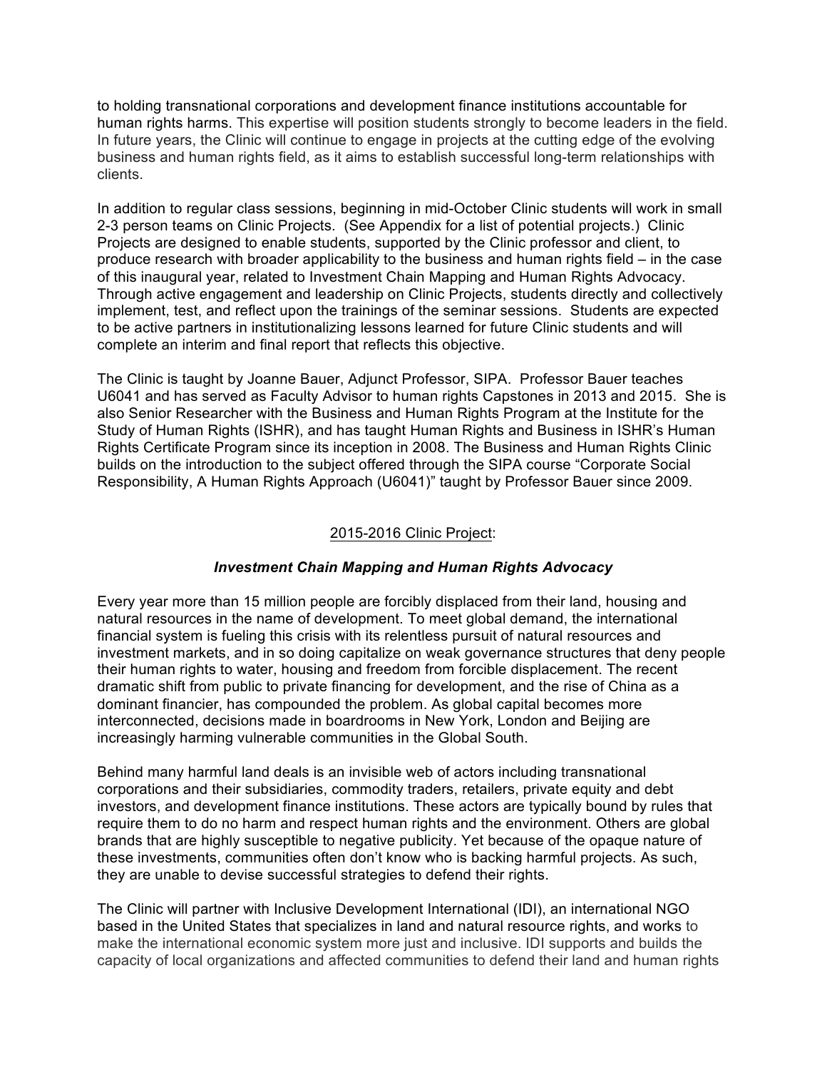to holding transnational corporations and development finance institutions accountable for human rights harms. This expertise will position students strongly to become leaders in the field. In future years, the Clinic will continue to engage in projects at the cutting edge of the evolving business and human rights field, as it aims to establish successful long-term relationships with clients.

In addition to regular class sessions, beginning in mid-October Clinic students will work in small 2-3 person teams on Clinic Projects. (See Appendix for a list of potential projects.) Clinic Projects are designed to enable students, supported by the Clinic professor and client, to produce research with broader applicability to the business and human rights field – in the case of this inaugural year, related to Investment Chain Mapping and Human Rights Advocacy. Through active engagement and leadership on Clinic Projects, students directly and collectively implement, test, and reflect upon the trainings of the seminar sessions. Students are expected to be active partners in institutionalizing lessons learned for future Clinic students and will complete an interim and final report that reflects this objective.

The Clinic is taught by Joanne Bauer, Adjunct Professor, SIPA. Professor Bauer teaches U6041 and has served as Faculty Advisor to human rights Capstones in 2013 and 2015. She is also Senior Researcher with the Business and Human Rights Program at the Institute for the Study of Human Rights (ISHR), and has taught Human Rights and Business in ISHR's Human Rights Certificate Program since its inception in 2008. The Business and Human Rights Clinic builds on the introduction to the subject offered through the SIPA course "Corporate Social Responsibility, A Human Rights Approach (U6041)" taught by Professor Bauer since 2009.

## 2015-2016 Clinic Project:

### *Investment Chain Mapping and Human Rights Advocacy*

Every year more than 15 million people are forcibly displaced from their land, housing and natural resources in the name of development. To meet global demand, the international financial system is fueling this crisis with its relentless pursuit of natural resources and investment markets, and in so doing capitalize on weak governance structures that deny people their human rights to water, housing and freedom from forcible displacement. The recent dramatic shift from public to private financing for development, and the rise of China as a dominant financier, has compounded the problem. As global capital becomes more interconnected, decisions made in boardrooms in New York, London and Beijing are increasingly harming vulnerable communities in the Global South.

Behind many harmful land deals is an invisible web of actors including transnational corporations and their subsidiaries, commodity traders, retailers, private equity and debt investors, and development finance institutions. These actors are typically bound by rules that require them to do no harm and respect human rights and the environment. Others are global brands that are highly susceptible to negative publicity. Yet because of the opaque nature of these investments, communities often don't know who is backing harmful projects. As such, they are unable to devise successful strategies to defend their rights.

The Clinic will partner with Inclusive Development International (IDI), an international NGO based in the United States that specializes in land and natural resource rights, and works to make the international economic system more just and inclusive. IDI supports and builds the capacity of local organizations and affected communities to defend their land and human rights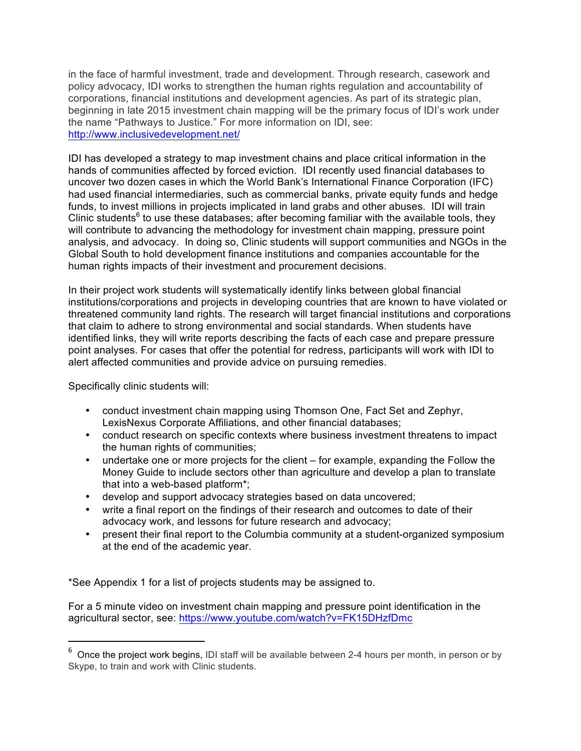in the face of harmful investment, trade and development. Through research, casework and policy advocacy, IDI works to strengthen the human rights regulation and accountability of corporations, financial institutions and development agencies. As part of its strategic plan, beginning in late 2015 investment chain mapping will be the primary focus of IDI's work under the name "Pathways to Justice." For more information on IDI, see: http://www.inclusivedevelopment.net/

IDI has developed a strategy to map investment chains and place critical information in the hands of communities affected by forced eviction. IDI recently used financial databases to uncover two dozen cases in which the World Bank's International Finance Corporation (IFC) had used financial intermediaries, such as commercial banks, private equity funds and hedge funds, to invest millions in projects implicated in land grabs and other abuses. IDI will train Clinic students[6] to use these databases; after becoming familiar with the available tools, they will contribute to advancing the methodology for investment chain mapping, pressure point analysis, and advocacy. In doing so, Clinic students will support communities and NGOs in the Global South to hold development finance institutions and companies accountable for the human rights impacts of their investment and procurement decisions.

In their project work students will systematically identify links between global financial institutions/corporations and projects in developing countries that are known to have violated or threatened community land rights. The research will target financial institutions and corporations that claim to adhere to strong environmental and social standards. When students have identified links, they will write reports describing the facts of each case and prepare pressure point analyses. For cases that offer the potential for redress, participants will work with IDI to alert affected communities and provide advice on pursuing remedies.

Specifically clinic students will:

- conduct investment chain mapping using Thomson One, Fact Set and Zephyr, LexisNexus Corporate Affiliations, and other financial databases;
- conduct research on specific contexts where business investment threatens to impact the human rights of communities;
- undertake one or more projects for the client – for example, expanding the Follow the Money Guide to include sectors other than agriculture and develop a plan to translate that into a web-based platform*;
- develop and support advocacy strategies based on data uncovered;
- write a final report on the findings of their research and outcomes to date of their advocacy work, and lessons for future research and advocacy;
- present their final report to the Columbia community at a student-organized symposium at the end of the academic year.

*See Appendix 1 for a list of projects students may be assigned to.

For a 5 minute video on investment chain mapping and pressure point identification in the agricultural sector, see: https://www.youtube.com/watch?v=FK15DHzfDmc

---

[6] Once the project work begins, IDI staff will be available between 2-4 hours per month, in person or by Skype, to train and work with Clinic students.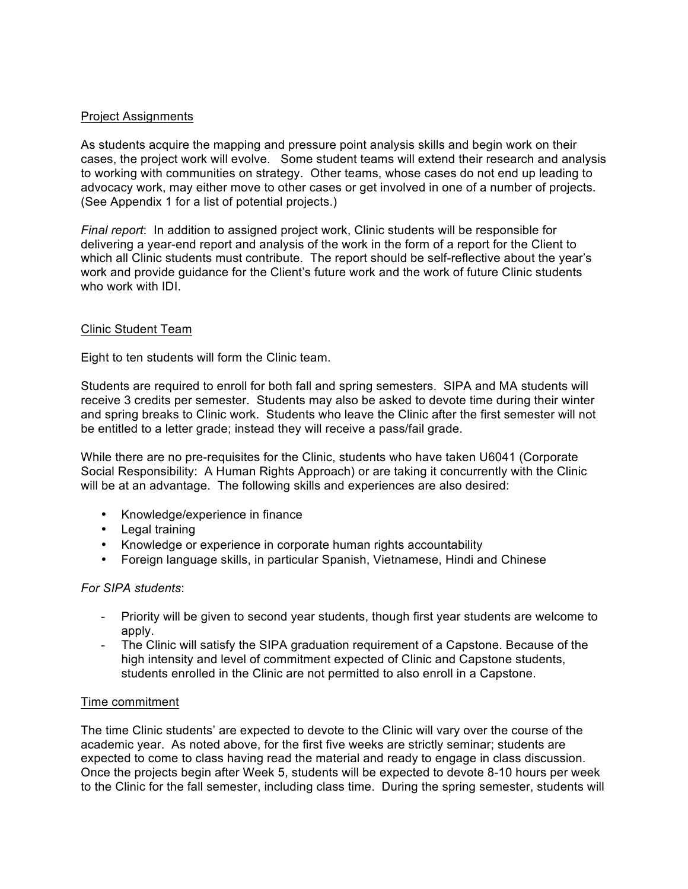Project Assignments

As students acquire the mapping and pressure point analysis skills and begin work on their cases, the project work will evolve. Some student teams will extend their research and analysis to working with communities on strategy. Other teams, whose cases do not end up leading to advocacy work, may either move to other cases or get involved in one of a number of projects. (See Appendix 1 for a list of potential projects.)

*Final report*: In addition to assigned project work, Clinic students will be responsible for delivering a year-end report and analysis of the work in the form of a report for the Client to which all Clinic students must contribute. The report should be self-reflective about the year's work and provide guidance for the Client's future work and the work of future Clinic students who work with IDI.

Clinic Student Team

Eight to ten students will form the Clinic team.

Students are required to enroll for both fall and spring semesters. SIPA and MA students will receive 3 credits per semester. Students may also be asked to devote time during their winter and spring breaks to Clinic work. Students who leave the Clinic after the first semester will not be entitled to a letter grade; instead they will receive a pass/fail grade.

While there are no pre-requisites for the Clinic, students who have taken U6041 (Corporate Social Responsibility: A Human Rights Approach) or are taking it concurrently with the Clinic will be at an advantage. The following skills and experiences are also desired:

- Knowledge/experience in finance
- Legal training
- Knowledge or experience in corporate human rights accountability
- Foreign language skills, in particular Spanish, Vietnamese, Hindi and Chinese

*For SIPA students*:

- Priority will be given to second year students, though first year students are welcome to apply.
- The Clinic will satisfy the SIPA graduation requirement of a Capstone. Because of the high intensity and level of commitment expected of Clinic and Capstone students, students enrolled in the Clinic are not permitted to also enroll in a Capstone.

Time commitment

The time Clinic students' are expected to devote to the Clinic will vary over the course of the academic year. As noted above, for the first five weeks are strictly seminar; students are expected to come to class having read the material and ready to engage in class discussion. Once the projects begin after Week 5, students will be expected to devote 8-10 hours per week to the Clinic for the fall semester, including class time. During the spring semester, students will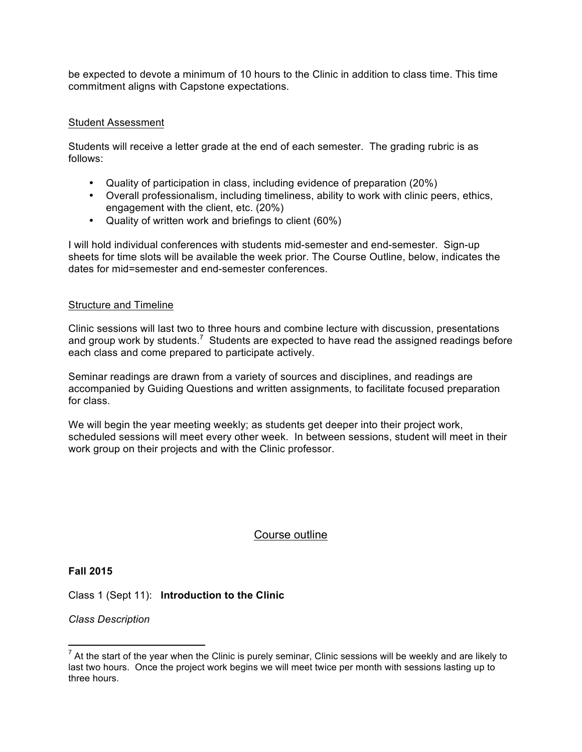be expected to devote a minimum of 10 hours to the Clinic in addition to class time. This time commitment aligns with Capstone expectations.

## Student Assessment

Students will receive a letter grade at the end of each semester. The grading rubric is as follows:

- Quality of participation in class, including evidence of preparation (20%)
- Overall professionalism, including timeliness, ability to work with clinic peers, ethics, engagement with the client, etc. (20%)
- Quality of written work and briefings to client (60%)

I will hold individual conferences with students mid-semester and end-semester. Sign-up sheets for time slots will be available the week prior. The Course Outline, below, indicates the dates for mid=semester and end-semester conferences.

## Structure and Timeline

Clinic sessions will last two to three hours and combine lecture with discussion, presentations and group work by students.[7] Students are expected to have read the assigned readings before each class and come prepared to participate actively.

Seminar readings are drawn from a variety of sources and disciplines, and readings are accompanied by Guiding Questions and written assignments, to facilitate focused preparation for class.

We will begin the year meeting weekly; as students get deeper into their project work, scheduled sessions will meet every other week. In between sessions, student will meet in their work group on their projects and with the Clinic professor.

## Course outline

**Fall 2015**

Class 1 (Sept 11): **Introduction to the Clinic**

*Class Description*

[7] At the start of the year when the Clinic is purely seminar, Clinic sessions will be weekly and are likely to last two hours. Once the project work begins we will meet twice per month with sessions lasting up to three hours.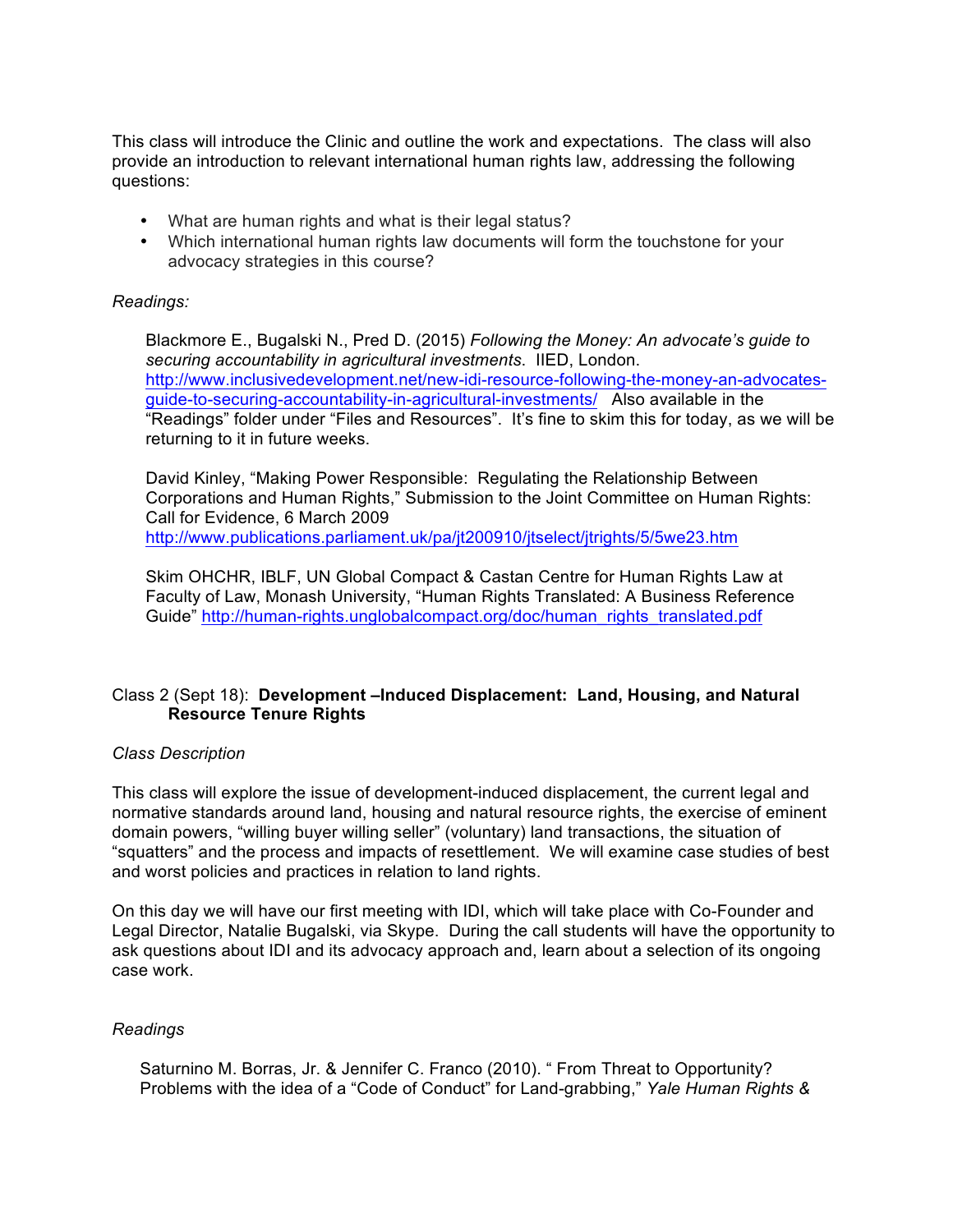This class will introduce the Clinic and outline the work and expectations. The class will also provide an introduction to relevant international human rights law, addressing the following questions:

- What are human rights and what is their legal status?
- Which international human rights law documents will form the touchstone for your advocacy strategies in this course?

*Readings:*

> Blackmore E., Bugalski N., Pred D. (2015) *Following the Money: An advocate's guide to securing accountability in agricultural investments*. IIED, London. http://www.inclusivedevelopment.net/new-idi-resource-following-the-money-an-advocates-guide-to-securing-accountability-in-agricultural-investments/ Also available in the "Readings" folder under "Files and Resources". It's fine to skim this for today, as we will be returning to it in future weeks.
>
> David Kinley, "Making Power Responsible: Regulating the Relationship Between Corporations and Human Rights," Submission to the Joint Committee on Human Rights: Call for Evidence, 6 March 2009 http://www.publications.parliament.uk/pa/jt200910/jtselect/jtrights/5/5we23.htm
>
> Skim OHCHR, IBLF, UN Global Compact & Castan Centre for Human Rights Law at Faculty of Law, Monash University, "Human Rights Translated: A Business Reference Guide" http://human-rights.unglobalcompact.org/doc/human_rights_translated.pdf

## Class 2 (Sept 18): **Development –Induced Displacement: Land, Housing, and Natural Resource Tenure Rights**

*Class Description*

This class will explore the issue of development-induced displacement, the current legal and normative standards around land, housing and natural resource rights, the exercise of eminent domain powers, "willing buyer willing seller" (voluntary) land transactions, the situation of "squatters" and the process and impacts of resettlement. We will examine case studies of best and worst policies and practices in relation to land rights.

On this day we will have our first meeting with IDI, which will take place with Co-Founder and Legal Director, Natalie Bugalski, via Skype. During the call students will have the opportunity to ask questions about IDI and its advocacy approach and, learn about a selection of its ongoing case work.

*Readings*

> Saturnino M. Borras, Jr. & Jennifer C. Franco (2010). " From Threat to Opportunity? Problems with the idea of a "Code of Conduct" for Land-grabbing," *Yale Human Rights &*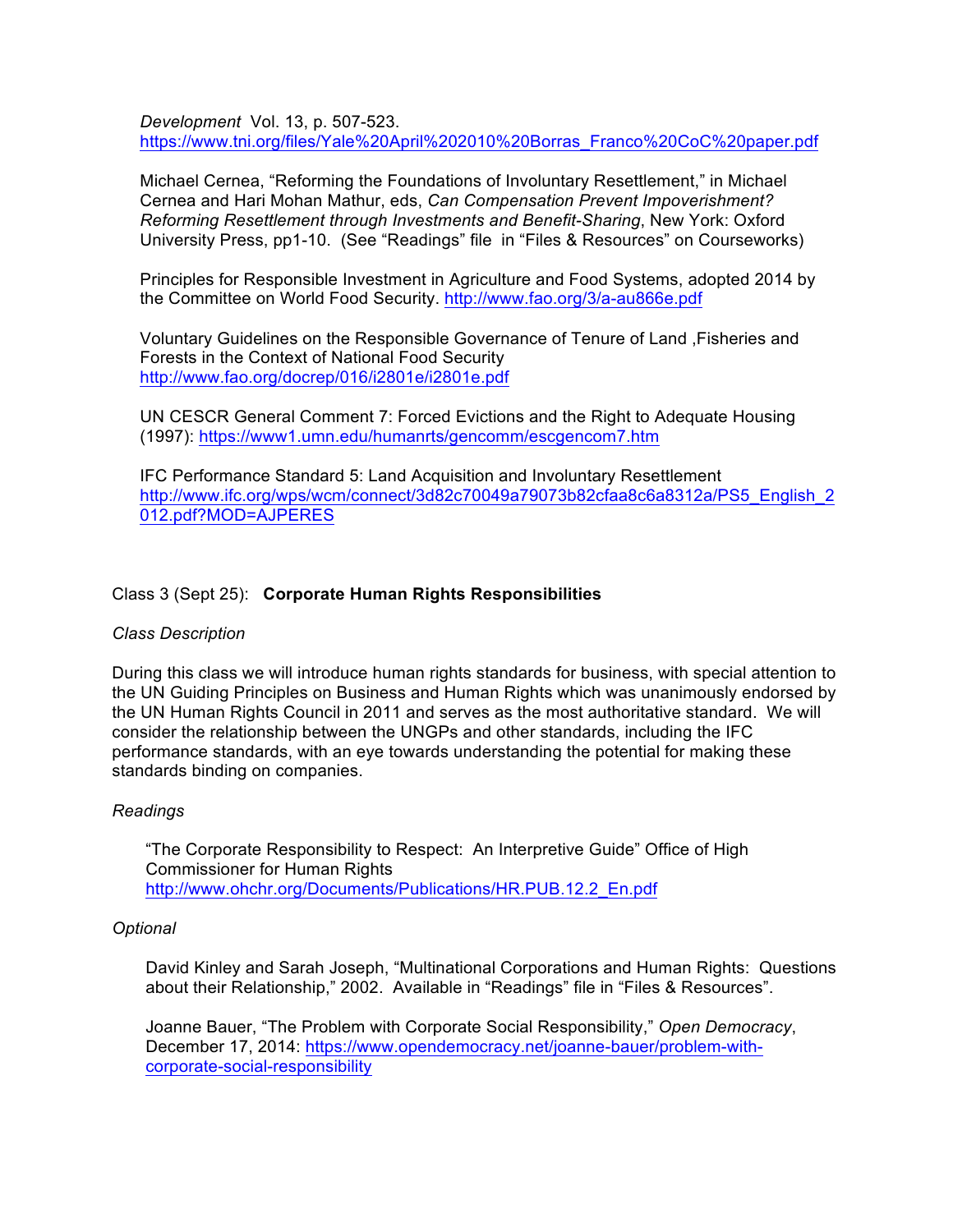*Development* Vol. 13, p. 507-523.
https://www.tni.org/files/Yale%20April%202010%20Borras_Franco%20CoC%20paper.pdf

Michael Cernea, "Reforming the Foundations of Involuntary Resettlement," in Michael Cernea and Hari Mohan Mathur, eds, *Can Compensation Prevent Impoverishment? Reforming Resettlement through Investments and Benefit-Sharing*, New York: Oxford University Press, pp1-10. (See "Readings" file in "Files & Resources" on Courseworks)

Principles for Responsible Investment in Agriculture and Food Systems, adopted 2014 by the Committee on World Food Security. http://www.fao.org/3/a-au866e.pdf

Voluntary Guidelines on the Responsible Governance of Tenure of Land ,Fisheries and Forests in the Context of National Food Security
http://www.fao.org/docrep/016/i2801e/i2801e.pdf

UN CESCR General Comment 7: Forced Evictions and the Right to Adequate Housing (1997): https://www1.umn.edu/humanrts/gencomm/escgencom7.htm

IFC Performance Standard 5: Land Acquisition and Involuntary Resettlement
http://www.ifc.org/wps/wcm/connect/3d82c70049a79073b82cfaa8c6a8312a/PS5_English_2012.pdf?MOD=AJPERES

Class 3 (Sept 25): **Corporate Human Rights Responsibilities**

*Class Description*

During this class we will introduce human rights standards for business, with special attention to the UN Guiding Principles on Business and Human Rights which was unanimously endorsed by the UN Human Rights Council in 2011 and serves as the most authoritative standard. We will consider the relationship between the UNGPs and other standards, including the IFC performance standards, with an eye towards understanding the potential for making these standards binding on companies.

*Readings*

"The Corporate Responsibility to Respect: An Interpretive Guide" Office of High Commissioner for Human Rights
http://www.ohchr.org/Documents/Publications/HR.PUB.12.2_En.pdf

*Optional*

David Kinley and Sarah Joseph, "Multinational Corporations and Human Rights: Questions about their Relationship," 2002. Available in "Readings" file in "Files & Resources".

Joanne Bauer, "The Problem with Corporate Social Responsibility," *Open Democracy*, December 17, 2014: https://www.opendemocracy.net/joanne-bauer/problem-with-corporate-social-responsibility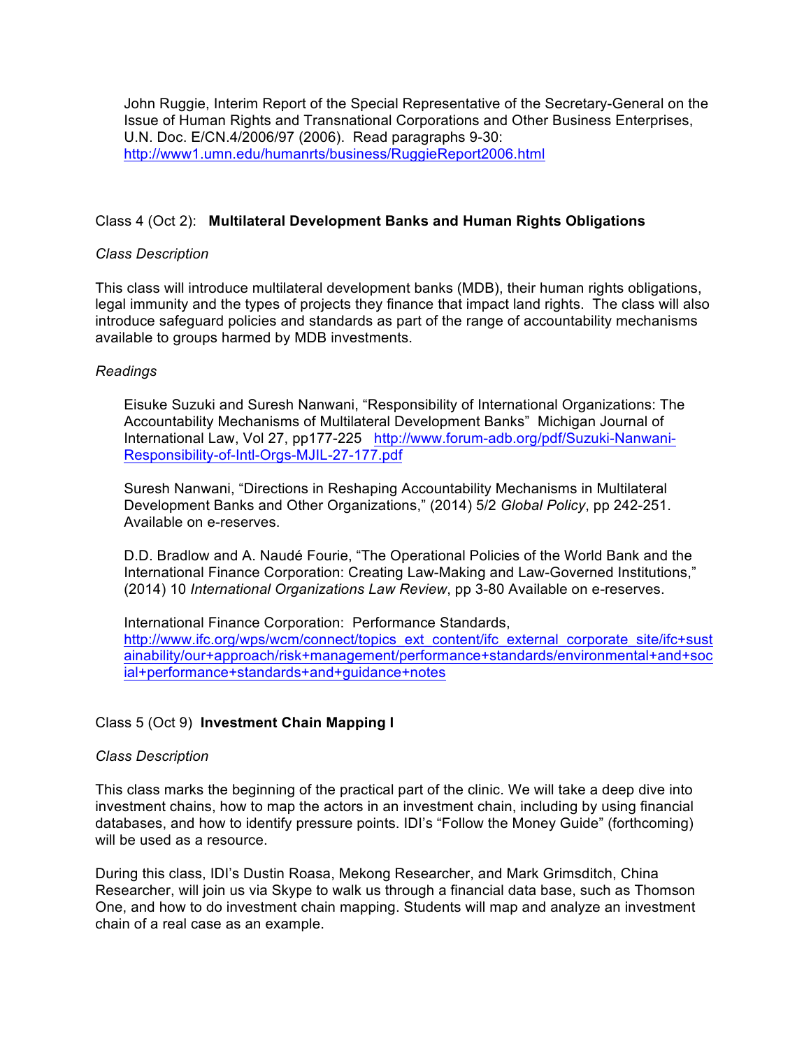John Ruggie, Interim Report of the Special Representative of the Secretary-General on the Issue of Human Rights and Transnational Corporations and Other Business Enterprises, U.N. Doc. E/CN.4/2006/97 (2006). Read paragraphs 9-30: http://www1.umn.edu/humanrts/business/RuggieReport2006.html

## Class 4 (Oct 2): **Multilateral Development Banks and Human Rights Obligations**

*Class Description*

This class will introduce multilateral development banks (MDB), their human rights obligations, legal immunity and the types of projects they finance that impact land rights. The class will also introduce safeguard policies and standards as part of the range of accountability mechanisms available to groups harmed by MDB investments.

*Readings*

Eisuke Suzuki and Suresh Nanwani, "Responsibility of International Organizations: The Accountability Mechanisms of Multilateral Development Banks" Michigan Journal of International Law, Vol 27, pp177-225 http://www.forum-adb.org/pdf/Suzuki-Nanwani-Responsibility-of-Intl-Orgs-MJIL-27-177.pdf

Suresh Nanwani, "Directions in Reshaping Accountability Mechanisms in Multilateral Development Banks and Other Organizations," (2014) 5/2 *Global Policy*, pp 242-251. Available on e-reserves.

D.D. Bradlow and A. Naudé Fourie, "The Operational Policies of the World Bank and the International Finance Corporation: Creating Law-Making and Law-Governed Institutions," (2014) 10 *International Organizations Law Review*, pp 3-80 Available on e-reserves.

International Finance Corporation: Performance Standards, http://www.ifc.org/wps/wcm/connect/topics_ext_content/ifc_external_corporate_site/ifc+sustainability/our+approach/risk+management/performance+standards/environmental+and+social+performance+standards+and+guidance+notes

## Class 5 (Oct 9) **Investment Chain Mapping I**

*Class Description*

This class marks the beginning of the practical part of the clinic. We will take a deep dive into investment chains, how to map the actors in an investment chain, including by using financial databases, and how to identify pressure points. IDI's "Follow the Money Guide" (forthcoming) will be used as a resource.

During this class, IDI's Dustin Roasa, Mekong Researcher, and Mark Grimsditch, China Researcher, will join us via Skype to walk us through a financial data base, such as Thomson One, and how to do investment chain mapping. Students will map and analyze an investment chain of a real case as an example.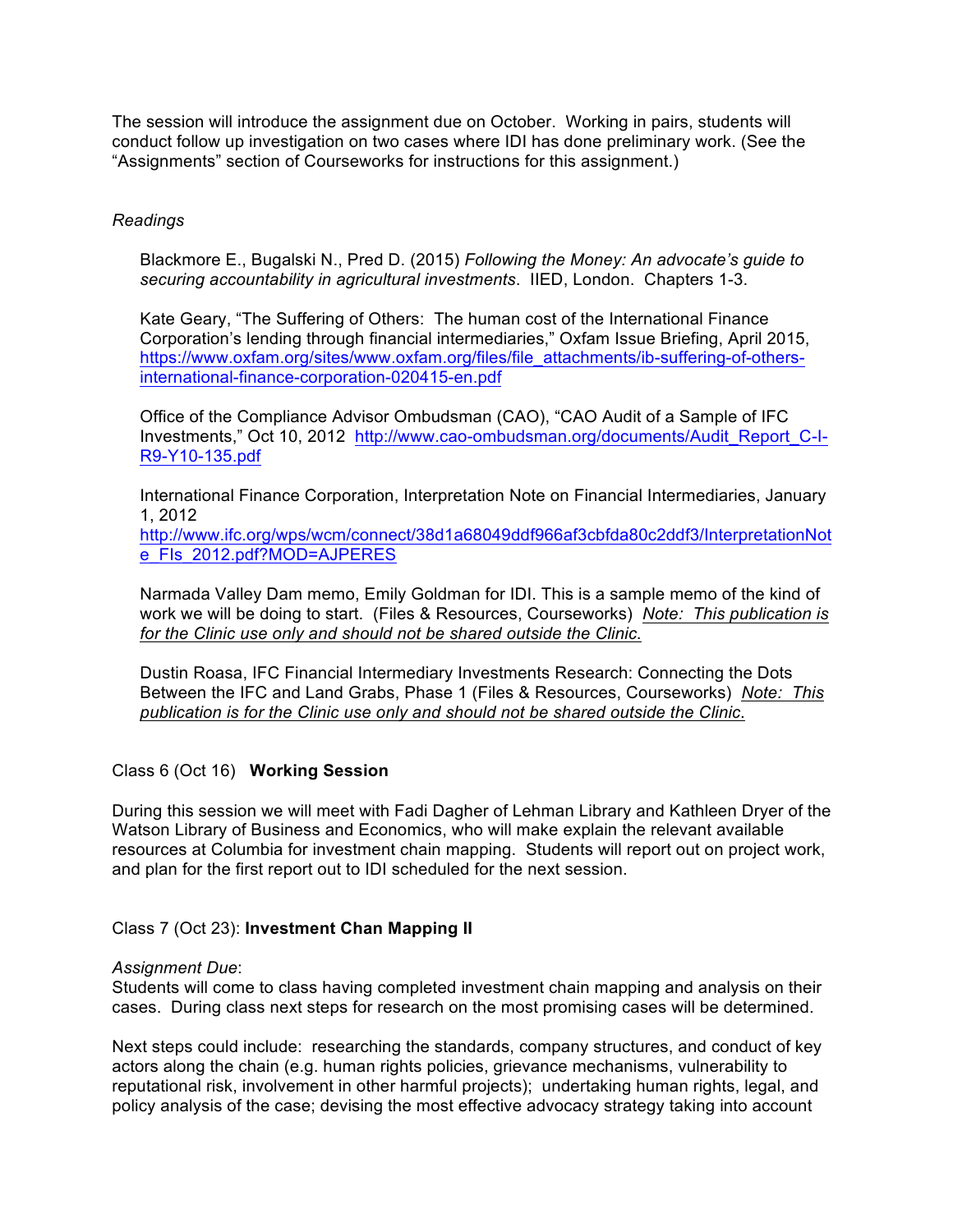The session will introduce the assignment due on October. Working in pairs, students will conduct follow up investigation on two cases where IDI has done preliminary work. (See the "Assignments" section of Courseworks for instructions for this assignment.)

*Readings*

Blackmore E., Bugalski N., Pred D. (2015) *Following the Money: An advocate's guide to securing accountability in agricultural investments*. IIED, London. Chapters 1-3.

Kate Geary, "The Suffering of Others: The human cost of the International Finance Corporation's lending through financial intermediaries," Oxfam Issue Briefing, April 2015, https://www.oxfam.org/sites/www.oxfam.org/files/file_attachments/ib-suffering-of-others-international-finance-corporation-020415-en.pdf

Office of the Compliance Advisor Ombudsman (CAO), "CAO Audit of a Sample of IFC Investments," Oct 10, 2012 http://www.cao-ombudsman.org/documents/Audit_Report_C-I-R9-Y10-135.pdf

International Finance Corporation, Interpretation Note on Financial Intermediaries, January 1, 2012 http://www.ifc.org/wps/wcm/connect/38d1a68049ddf966af3cbfda80c2ddf3/InterpretationNote_FIs_2012.pdf?MOD=AJPERES

Narmada Valley Dam memo, Emily Goldman for IDI. This is a sample memo of the kind of work we will be doing to start. (Files & Resources, Courseworks) *Note: This publication is for the Clinic use only and should not be shared outside the Clinic*.

Dustin Roasa, IFC Financial Intermediary Investments Research: Connecting the Dots Between the IFC and Land Grabs, Phase 1 (Files & Resources, Courseworks) *Note: This publication is for the Clinic use only and should not be shared outside the Clinic*.

Class 6 (Oct 16) **Working Session**

During this session we will meet with Fadi Dagher of Lehman Library and Kathleen Dryer of the Watson Library of Business and Economics, who will make explain the relevant available resources at Columbia for investment chain mapping. Students will report out on project work, and plan for the first report out to IDI scheduled for the next session.

Class 7 (Oct 23): **Investment Chan Mapping II**

*Assignment Due*:
Students will come to class having completed investment chain mapping and analysis on their cases. During class next steps for research on the most promising cases will be determined.

Next steps could include: researching the standards, company structures, and conduct of key actors along the chain (e.g. human rights policies, grievance mechanisms, vulnerability to reputational risk, involvement in other harmful projects); undertaking human rights, legal, and policy analysis of the case; devising the most effective advocacy strategy taking into account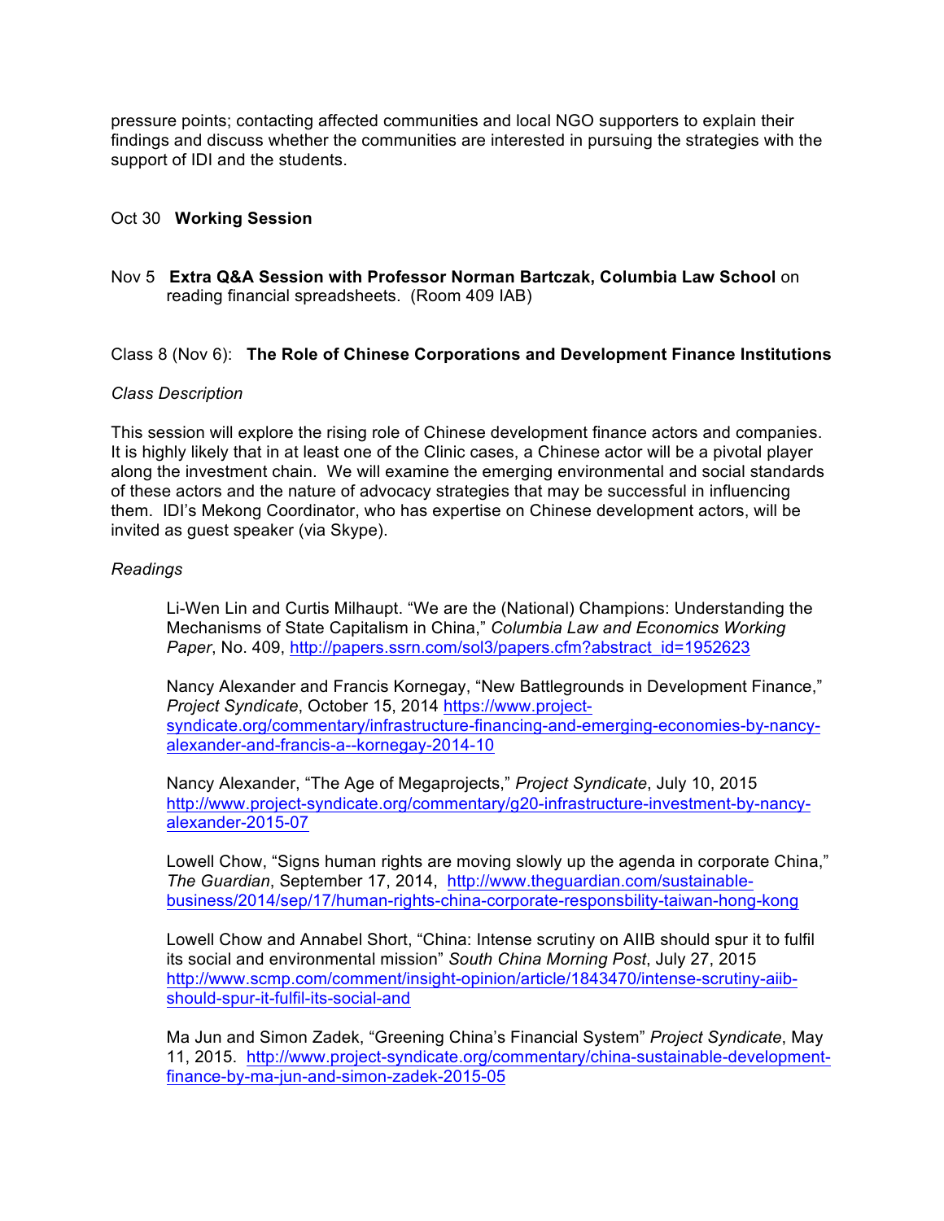pressure points; contacting affected communities and local NGO supporters to explain their findings and discuss whether the communities are interested in pursuing the strategies with the support of IDI and the students.

Oct 30 **Working Session**

Nov 5 **Extra Q&A Session with Professor Norman Bartczak, Columbia Law School** on reading financial spreadsheets. (Room 409 IAB)

Class 8 (Nov 6): **The Role of Chinese Corporations and Development Finance Institutions**

*Class Description*

This session will explore the rising role of Chinese development finance actors and companies. It is highly likely that in at least one of the Clinic cases, a Chinese actor will be a pivotal player along the investment chain. We will examine the emerging environmental and social standards of these actors and the nature of advocacy strategies that may be successful in influencing them. IDI's Mekong Coordinator, who has expertise on Chinese development actors, will be invited as guest speaker (via Skype).

*Readings*

Li-Wen Lin and Curtis Milhaupt. "We are the (National) Champions: Understanding the Mechanisms of State Capitalism in China," *Columbia Law and Economics Working Paper*, No. 409, http://papers.ssrn.com/sol3/papers.cfm?abstract_id=1952623

Nancy Alexander and Francis Kornegay, "New Battlegrounds in Development Finance," *Project Syndicate*, October 15, 2014 https://www.project-syndicate.org/commentary/infrastructure-financing-and-emerging-economies-by-nancy-alexander-and-francis-a--kornegay-2014-10

Nancy Alexander, "The Age of Megaprojects," *Project Syndicate*, July 10, 2015 http://www.project-syndicate.org/commentary/g20-infrastructure-investment-by-nancy-alexander-2015-07

Lowell Chow, "Signs human rights are moving slowly up the agenda in corporate China," *The Guardian*, September 17, 2014, http://www.theguardian.com/sustainable-business/2014/sep/17/human-rights-china-corporate-responsbility-taiwan-hong-kong

Lowell Chow and Annabel Short, "China: Intense scrutiny on AIIB should spur it to fulfil its social and environmental mission" *South China Morning Post*, July 27, 2015 http://www.scmp.com/comment/insight-opinion/article/1843470/intense-scrutiny-aiib-should-spur-it-fulfil-its-social-and

Ma Jun and Simon Zadek, "Greening China's Financial System" *Project Syndicate*, May 11, 2015. http://www.project-syndicate.org/commentary/china-sustainable-development-finance-by-ma-jun-and-simon-zadek-2015-05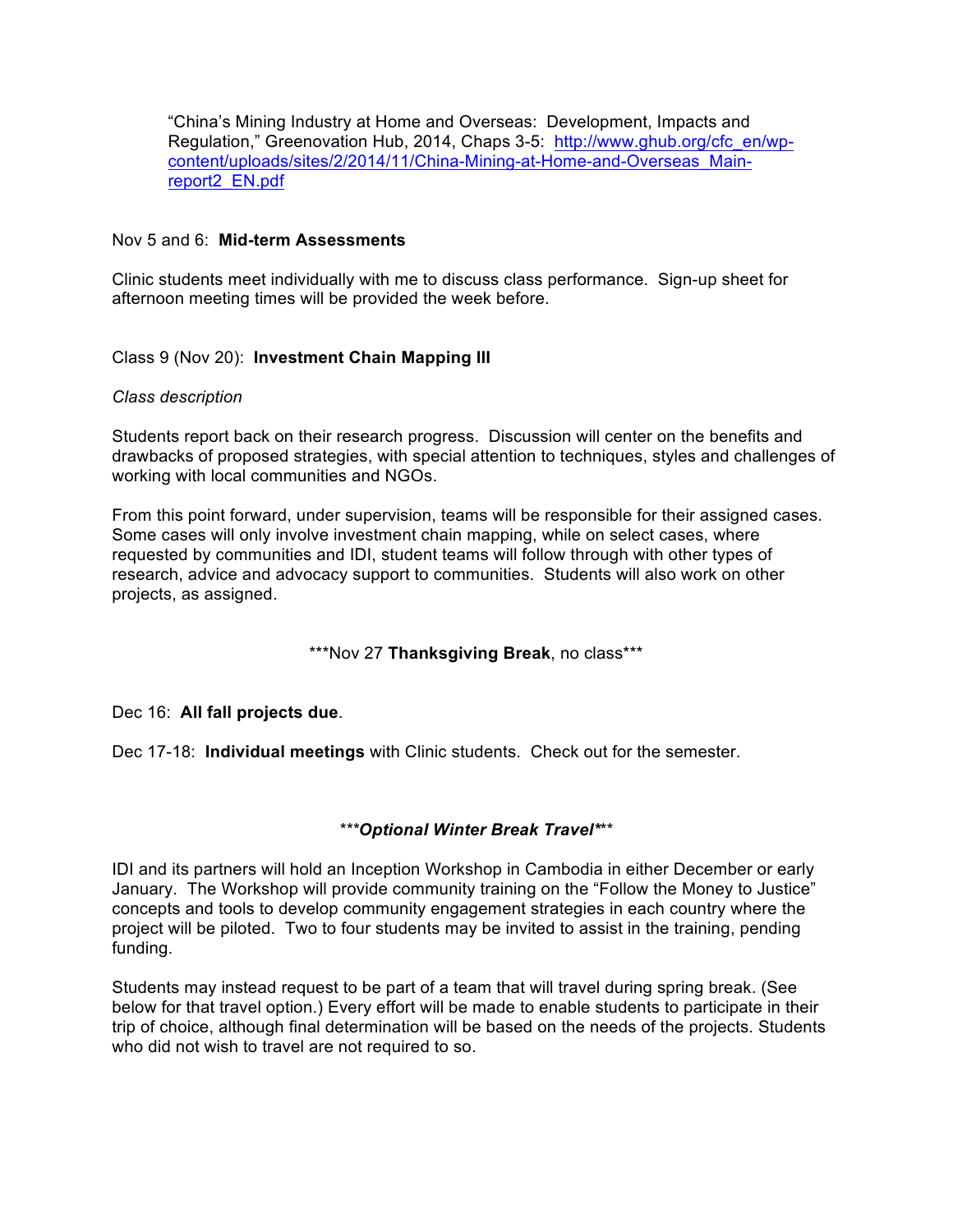"China's Mining Industry at Home and Overseas: Development, Impacts and Regulation," Greenovation Hub, 2014, Chaps 3-5: [http://www.ghub.org/cfc_en/wp-content/uploads/sites/2/2014/11/China-Mining-at-Home-and-Overseas_Main-report2_EN.pdf](http://www.ghub.org/cfc_en/wp-content/uploads/sites/2/2014/11/China-Mining-at-Home-and-Overseas_Main-report2_EN.pdf)

Nov 5 and 6: **Mid-term Assessments**

Clinic students meet individually with me to discuss class performance. Sign-up sheet for afternoon meeting times will be provided the week before.

Class 9 (Nov 20): **Investment Chain Mapping III**

*Class description*

Students report back on their research progress. Discussion will center on the benefits and drawbacks of proposed strategies, with special attention to techniques, styles and challenges of working with local communities and NGOs.

From this point forward, under supervision, teams will be responsible for their assigned cases. Some cases will only involve investment chain mapping, while on select cases, where requested by communities and IDI, student teams will follow through with other types of research, advice and advocacy support to communities. Students will also work on other projects, as assigned.

***Nov 27 **Thanksgiving Break**, no class***

Dec 16: **All fall projects due**.

Dec 17-18: **Individual meetings** with Clinic students. Check out for the semester.

****Optional Winter Break Travel****

IDI and its partners will hold an Inception Workshop in Cambodia in either December or early January. The Workshop will provide community training on the "Follow the Money to Justice" concepts and tools to develop community engagement strategies in each country where the project will be piloted. Two to four students may be invited to assist in the training, pending funding.

Students may instead request to be part of a team that will travel during spring break. (See below for that travel option.) Every effort will be made to enable students to participate in their trip of choice, although final determination will be based on the needs of the projects. Students who did not wish to travel are not required to so.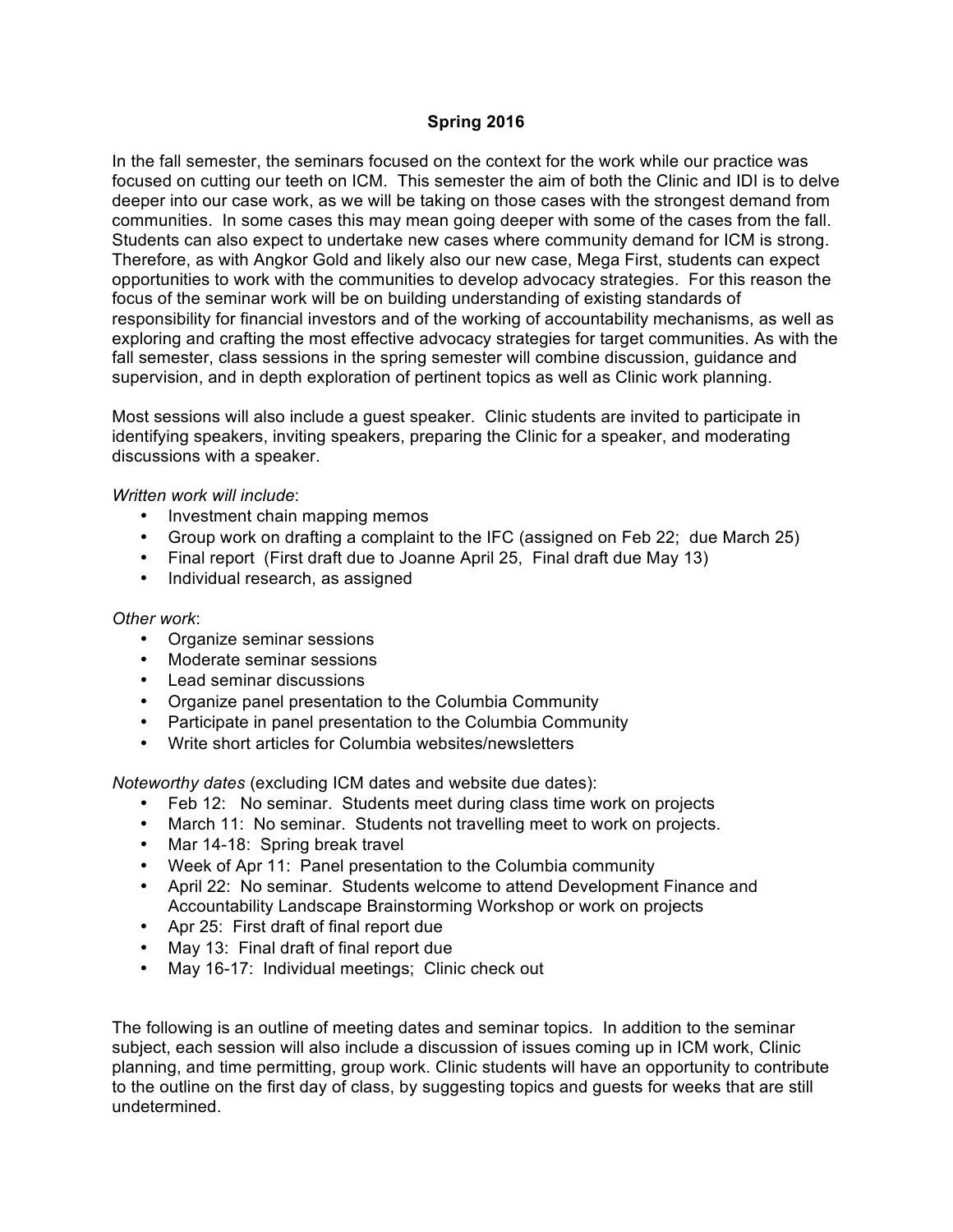**Spring 2016**

In the fall semester, the seminars focused on the context for the work while our practice was focused on cutting our teeth on ICM. This semester the aim of both the Clinic and IDI is to delve deeper into our case work, as we will be taking on those cases with the strongest demand from communities. In some cases this may mean going deeper with some of the cases from the fall. Students can also expect to undertake new cases where community demand for ICM is strong. Therefore, as with Angkor Gold and likely also our new case, Mega First, students can expect opportunities to work with the communities to develop advocacy strategies. For this reason the focus of the seminar work will be on building understanding of existing standards of responsibility for financial investors and of the working of accountability mechanisms, as well as exploring and crafting the most effective advocacy strategies for target communities. As with the fall semester, class sessions in the spring semester will combine discussion, guidance and supervision, and in depth exploration of pertinent topics as well as Clinic work planning.

Most sessions will also include a guest speaker. Clinic students are invited to participate in identifying speakers, inviting speakers, preparing the Clinic for a speaker, and moderating discussions with a speaker.

*Written work will include*:

- Investment chain mapping memos
- Group work on drafting a complaint to the IFC (assigned on Feb 22; due March 25)
- Final report (First draft due to Joanne April 25, Final draft due May 13)
- Individual research, as assigned

*Other work*:

- Organize seminar sessions
- Moderate seminar sessions
- Lead seminar discussions
- Organize panel presentation to the Columbia Community
- Participate in panel presentation to the Columbia Community
- Write short articles for Columbia websites/newsletters

*Noteworthy dates* (excluding ICM dates and website due dates):

- Feb 12: No seminar. Students meet during class time work on projects
- March 11: No seminar. Students not travelling meet to work on projects.
- Mar 14-18: Spring break travel
- Week of Apr 11: Panel presentation to the Columbia community
- April 22: No seminar. Students welcome to attend Development Finance and Accountability Landscape Brainstorming Workshop or work on projects
- Apr 25: First draft of final report due
- May 13: Final draft of final report due
- May 16-17: Individual meetings; Clinic check out

The following is an outline of meeting dates and seminar topics. In addition to the seminar subject, each session will also include a discussion of issues coming up in ICM work, Clinic planning, and time permitting, group work. Clinic students will have an opportunity to contribute to the outline on the first day of class, by suggesting topics and guests for weeks that are still undetermined.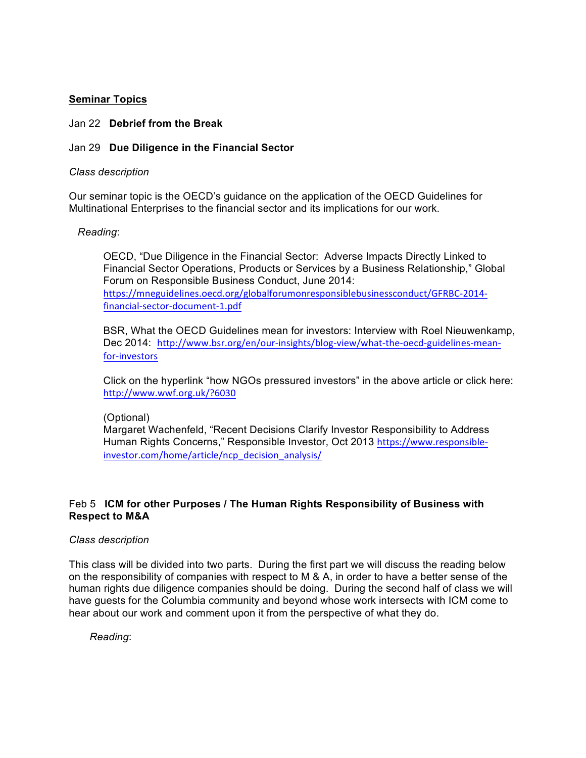## Seminar Topics

Jan 22 **Debrief from the Break**

Jan 29 **Due Diligence in the Financial Sector**

*Class description*

Our seminar topic is the OECD's guidance on the application of the OECD Guidelines for Multinational Enterprises to the financial sector and its implications for our work.

*Reading*:

OECD, "Due Diligence in the Financial Sector: Adverse Impacts Directly Linked to Financial Sector Operations, Products or Services by a Business Relationship," Global Forum on Responsible Business Conduct, June 2014: https://mneguidelines.oecd.org/globalforumonresponsiblebusinessconduct/GFRBC-2014-financial-sector-document-1.pdf

BSR, What the OECD Guidelines mean for investors: Interview with Roel Nieuwenkamp, Dec 2014: http://www.bsr.org/en/our-insights/blog-view/what-the-oecd-guidelines-mean-for-investors

Click on the hyperlink "how NGOs pressured investors" in the above article or click here: http://www.wwf.org.uk/?6030

(Optional)
Margaret Wachenfeld, "Recent Decisions Clarify Investor Responsibility to Address Human Rights Concerns," Responsible Investor, Oct 2013 https://www.responsible-investor.com/home/article/ncp_decision_analysis/

Feb 5 **ICM for other Purposes / The Human Rights Responsibility of Business with Respect to M&A**

*Class description*

This class will be divided into two parts. During the first part we will discuss the reading below on the responsibility of companies with respect to M & A, in order to have a better sense of the human rights due diligence companies should be doing. During the second half of class we will have guests for the Columbia community and beyond whose work intersects with ICM come to hear about our work and comment upon it from the perspective of what they do.

*Reading*: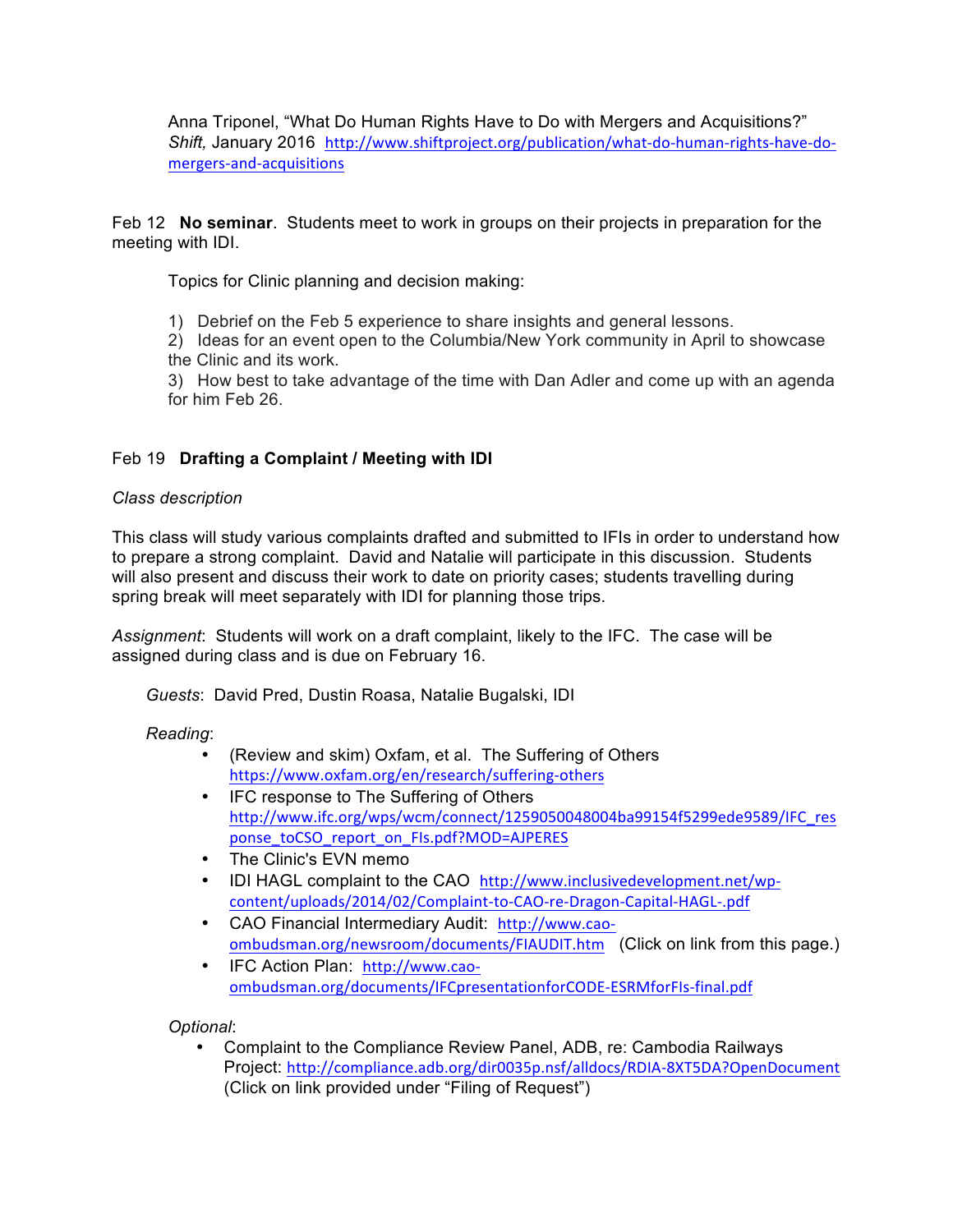Anna Triponel, “What Do Human Rights Have to Do with Mergers and Acquisitions?” *Shift,* January 2016 http://www.shiftproject.org/publication/what-do-human-rights-have-do-mergers-and-acquisitions

Feb 12 **No seminar**. Students meet to work in groups on their projects in preparation for the meeting with IDI.

Topics for Clinic planning and decision making:

1) Debrief on the Feb 5 experience to share insights and general lessons.
2) Ideas for an event open to the Columbia/New York community in April to showcase the Clinic and its work.
3) How best to take advantage of the time with Dan Adler and come up with an agenda for him Feb 26.

Feb 19 **Drafting a Complaint / Meeting with IDI**

*Class description*

This class will study various complaints drafted and submitted to IFIs in order to understand how to prepare a strong complaint. David and Natalie will participate in this discussion. Students will also present and discuss their work to date on priority cases; students travelling during spring break will meet separately with IDI for planning those trips.

*Assignment*: Students will work on a draft complaint, likely to the IFC. The case will be assigned during class and is due on February 16.

*Guests*: David Pred, Dustin Roasa, Natalie Bugalski, IDI

*Reading*:

- (Review and skim) Oxfam, et al. The Suffering of Others https://www.oxfam.org/en/research/suffering-others
- IFC response to The Suffering of Others http://www.ifc.org/wps/wcm/connect/1259050048004ba99154f5299ede9589/IFC_response_toCSO_report_on_FIs.pdf?MOD=AJPERES
- The Clinic's EVN memo
- IDI HAGL complaint to the CAO http://www.inclusivedevelopment.net/wp-content/uploads/2014/02/Complaint-to-CAO-re-Dragon-Capital-HAGL-.pdf
- CAO Financial Intermediary Audit: http://www.cao-ombudsman.org/newsroom/documents/FIAUDIT.htm (Click on link from this page.)
- IFC Action Plan: http://www.cao-ombudsman.org/documents/IFCpresentationforCODE-ESRMforFIs-final.pdf

*Optional*:

- Complaint to the Compliance Review Panel, ADB, re: Cambodia Railways Project: http://compliance.adb.org/dir0035p.nsf/alldocs/RDIA-8XT5DA?OpenDocument (Click on link provided under “Filing of Request”)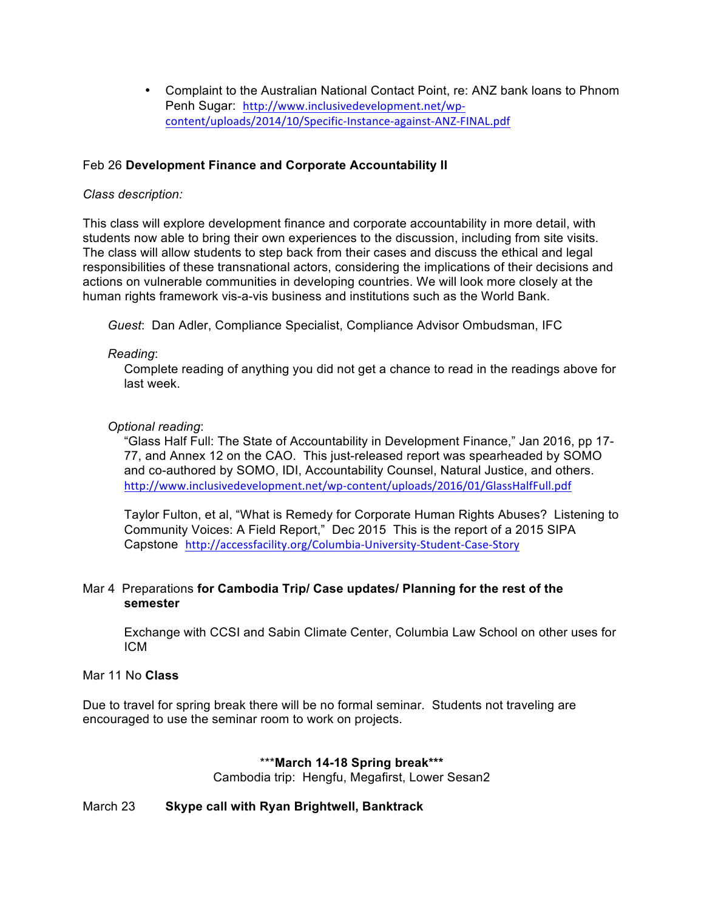- Complaint to the Australian National Contact Point, re: ANZ bank loans to Phnom Penh Sugar: http://www.inclusivedevelopment.net/wp-content/uploads/2014/10/Specific-Instance-against-ANZ-FINAL.pdf

Feb 26 **Development Finance and Corporate Accountability II**

*Class description:*

This class will explore development finance and corporate accountability in more detail, with students now able to bring their own experiences to the discussion, including from site visits. The class will allow students to step back from their cases and discuss the ethical and legal responsibilities of these transnational actors, considering the implications of their decisions and actions on vulnerable communities in developing countries. We will look more closely at the human rights framework vis-a-vis business and institutions such as the World Bank.

*Guest*: Dan Adler, Compliance Specialist, Compliance Advisor Ombudsman, IFC

*Reading*:

Complete reading of anything you did not get a chance to read in the readings above for last week.

*Optional reading*:

"Glass Half Full: The State of Accountability in Development Finance," Jan 2016, pp 17-77, and Annex 12 on the CAO. This just-released report was spearheaded by SOMO and co-authored by SOMO, IDI, Accountability Counsel, Natural Justice, and others. http://www.inclusivedevelopment.net/wp-content/uploads/2016/01/GlassHalfFull.pdf

Taylor Fulton, et al, "What is Remedy for Corporate Human Rights Abuses? Listening to Community Voices: A Field Report," Dec 2015 This is the report of a 2015 SIPA Capstone http://accessfacility.org/Columbia-University-Student-Case-Story

Mar 4 Preparations **for Cambodia Trip/ Case updates/ Planning for the rest of the semester**

Exchange with CCSI and Sabin Climate Center, Columbia Law School on other uses for ICM

Mar 11 No **Class**

Due to travel for spring break there will be no formal seminar. Students not traveling are encouraged to use the seminar room to work on projects.

***March 14-18 Spring break***
Cambodia trip: Hengfu, Megafirst, Lower Sesan2

March 23 **Skype call with Ryan Brightwell, Banktrack**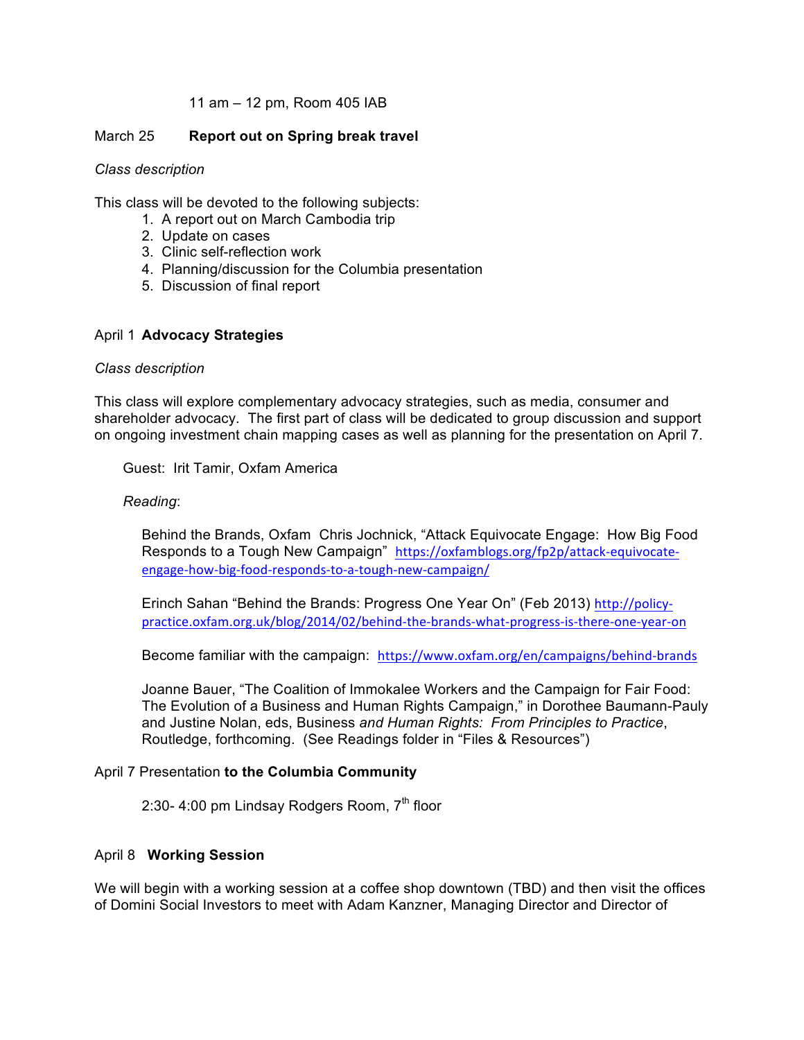11 am – 12 pm, Room 405 IAB

March 25 **Report out on Spring break travel**

*Class description*

This class will be devoted to the following subjects:

1. A report out on March Cambodia trip
2. Update on cases
3. Clinic self-reflection work
4. Planning/discussion for the Columbia presentation
5. Discussion of final report

April 1 **Advocacy Strategies**

*Class description*

This class will explore complementary advocacy strategies, such as media, consumer and shareholder advocacy. The first part of class will be dedicated to group discussion and support on ongoing investment chain mapping cases as well as planning for the presentation on April 7.

Guest: Irit Tamir, Oxfam America

*Reading*:

Behind the Brands, Oxfam Chris Jochnick, "Attack Equivocate Engage: How Big Food Responds to a Tough New Campaign" https://oxfamblogs.org/fp2p/attack-equivocate-engage-how-big-food-responds-to-a-tough-new-campaign/

Erinch Sahan "Behind the Brands: Progress One Year On" (Feb 2013) http://policy-practice.oxfam.org.uk/blog/2014/02/behind-the-brands-what-progress-is-there-one-year-on

Become familiar with the campaign: https://www.oxfam.org/en/campaigns/behind-brands

Joanne Bauer, "The Coalition of Immokalee Workers and the Campaign for Fair Food: The Evolution of a Business and Human Rights Campaign," in Dorothee Baumann-Pauly and Justine Nolan, eds, Business *and Human Rights: From Principles to Practice*, Routledge, forthcoming. (See Readings folder in "Files & Resources")

April 7 Presentation **to the Columbia Community**

2:30- 4:00 pm Lindsay Rodgers Room, 7th floor

April 8 **Working Session**

We will begin with a working session at a coffee shop downtown (TBD) and then visit the offices of Domini Social Investors to meet with Adam Kanzner, Managing Director and Director of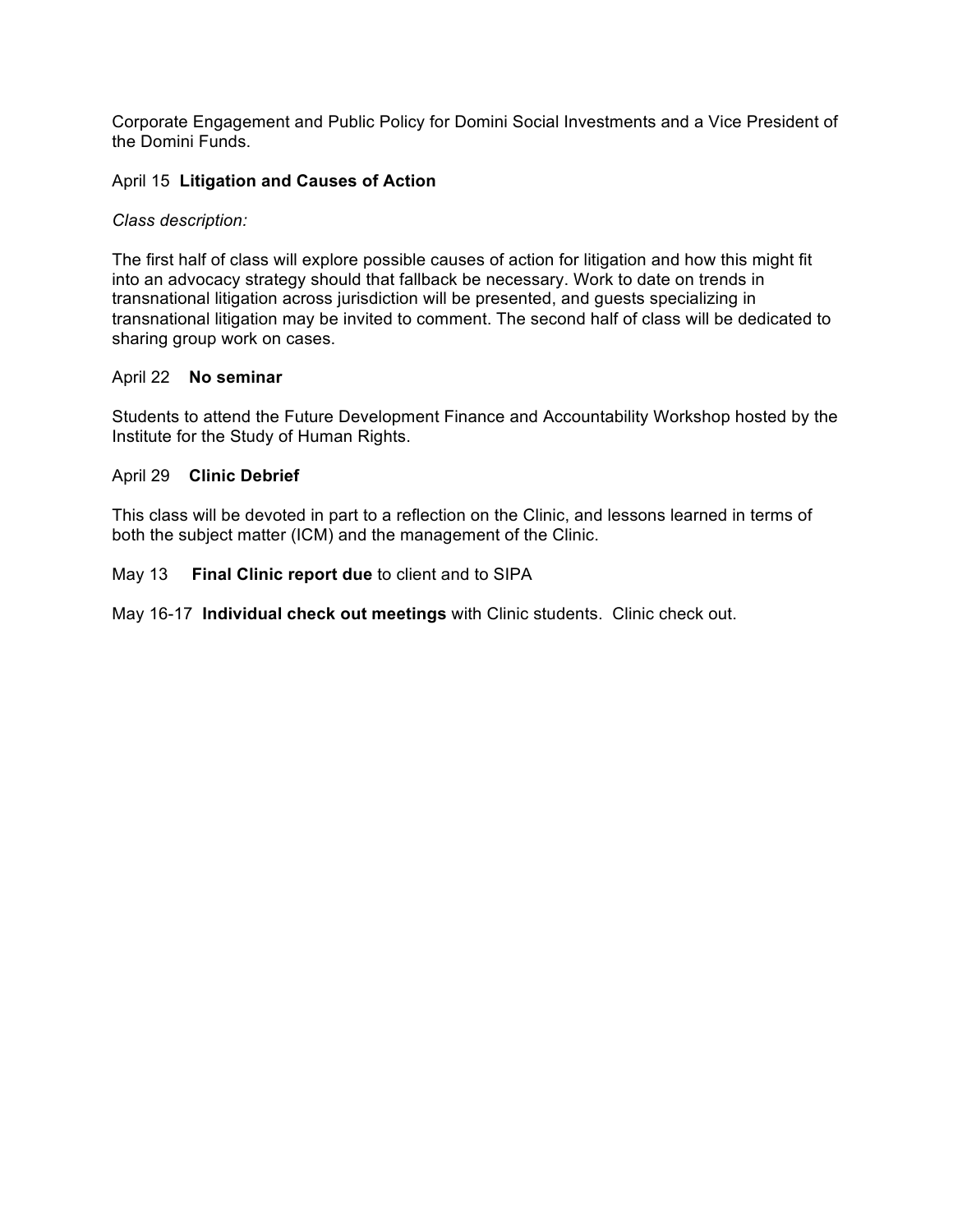Corporate Engagement and Public Policy for Domini Social Investments and a Vice President of the Domini Funds.

April 15 **Litigation and Causes of Action**

*Class description:*

The first half of class will explore possible causes of action for litigation and how this might fit into an advocacy strategy should that fallback be necessary. Work to date on trends in transnational litigation across jurisdiction will be presented, and guests specializing in transnational litigation may be invited to comment. The second half of class will be dedicated to sharing group work on cases.

April 22 **No seminar**

Students to attend the Future Development Finance and Accountability Workshop hosted by the Institute for the Study of Human Rights.

April 29 **Clinic Debrief**

This class will be devoted in part to a reflection on the Clinic, and lessons learned in terms of both the subject matter (ICM) and the management of the Clinic.

May 13 **Final Clinic report due** to client and to SIPA

May 16-17 **Individual check out meetings** with Clinic students. Clinic check out.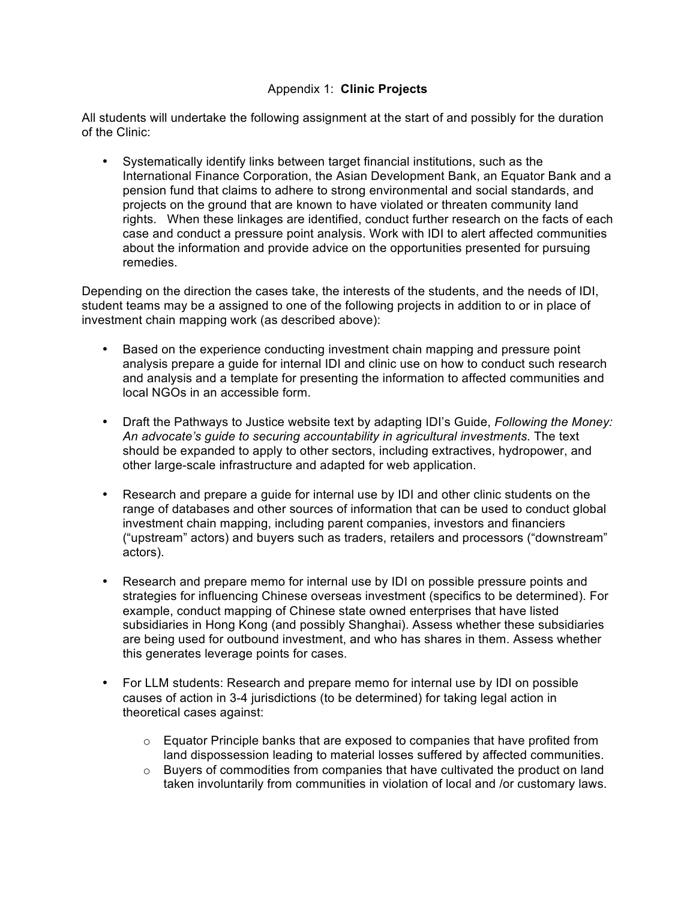# Appendix 1: **Clinic Projects**

All students will undertake the following assignment at the start of and possibly for the duration of the Clinic:

- Systematically identify links between target financial institutions, such as the International Finance Corporation, the Asian Development Bank, an Equator Bank and a pension fund that claims to adhere to strong environmental and social standards, and projects on the ground that are known to have violated or threaten community land rights. When these linkages are identified, conduct further research on the facts of each case and conduct a pressure point analysis. Work with IDI to alert affected communities about the information and provide advice on the opportunities presented for pursuing remedies.

Depending on the direction the cases take, the interests of the students, and the needs of IDI, student teams may be a assigned to one of the following projects in addition to or in place of investment chain mapping work (as described above):

- Based on the experience conducting investment chain mapping and pressure point analysis prepare a guide for internal IDI and clinic use on how to conduct such research and analysis and a template for presenting the information to affected communities and local NGOs in an accessible form.

- Draft the Pathways to Justice website text by adapting IDI's Guide, *Following the Money: An advocate's guide to securing accountability in agricultural investments.* The text should be expanded to apply to other sectors, including extractives, hydropower, and other large-scale infrastructure and adapted for web application.

- Research and prepare a guide for internal use by IDI and other clinic students on the range of databases and other sources of information that can be used to conduct global investment chain mapping, including parent companies, investors and financiers ("upstream" actors) and buyers such as traders, retailers and processors ("downstream" actors).

- Research and prepare memo for internal use by IDI on possible pressure points and strategies for influencing Chinese overseas investment (specifics to be determined). For example, conduct mapping of Chinese state owned enterprises that have listed subsidiaries in Hong Kong (and possibly Shanghai). Assess whether these subsidiaries are being used for outbound investment, and who has shares in them. Assess whether this generates leverage points for cases.

- For LLM students: Research and prepare memo for internal use by IDI on possible causes of action in 3-4 jurisdictions (to be determined) for taking legal action in theoretical cases against:
    - Equator Principle banks that are exposed to companies that have profited from land dispossession leading to material losses suffered by affected communities.
    - Buyers of commodities from companies that have cultivated the product on land taken involuntarily from communities in violation of local and /or customary laws.